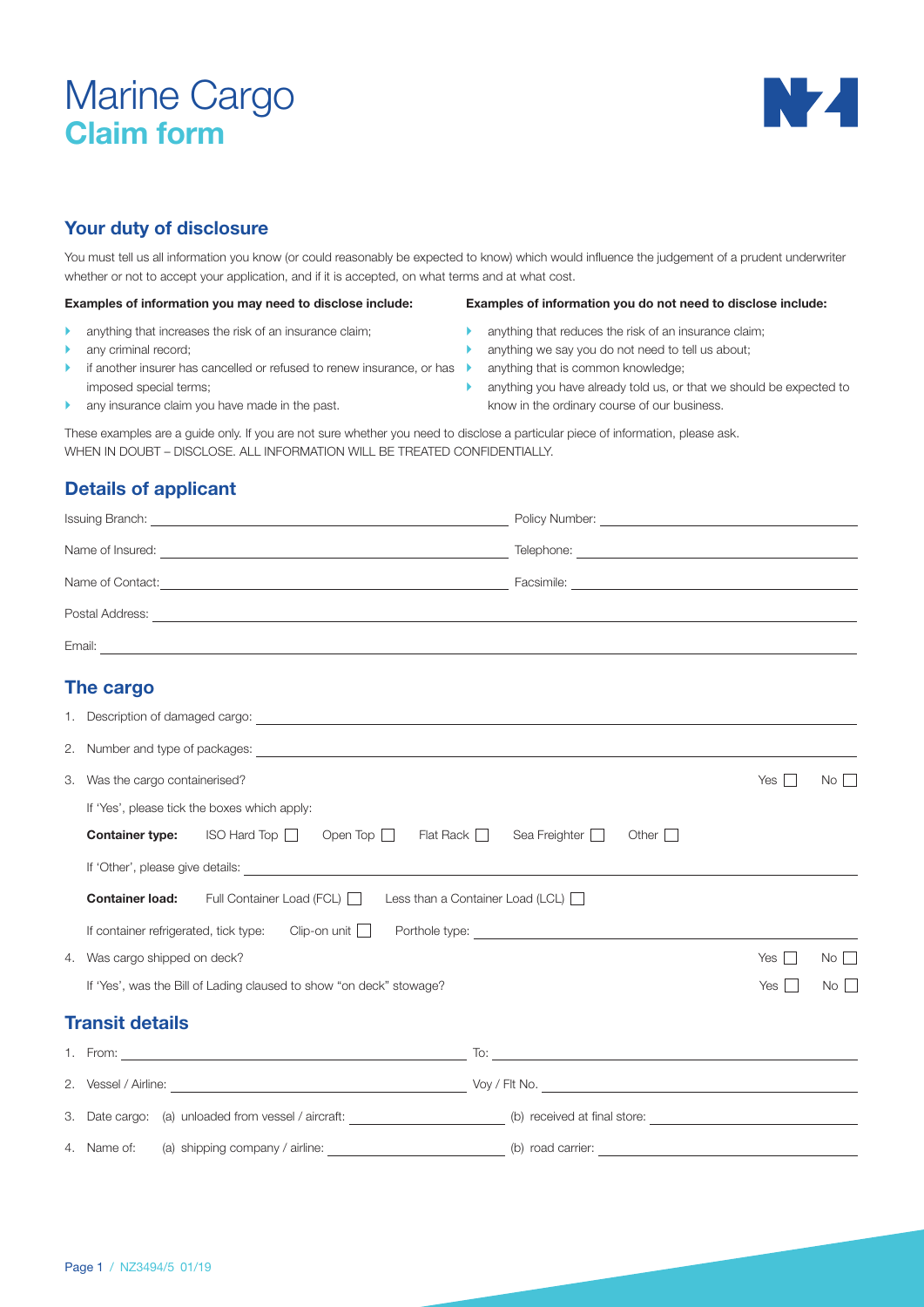# Marine Cargo
## Claim form

## Your duty of disclosure

You must tell us all information you know (or could reasonably be expected to know) which would influence the judgement of a prudent underwriter whether or not to accept your application, and if it is accepted, on what terms and at what cost.

**Examples of information you may need to disclose include:**

- anything that increases the risk of an insurance claim;
- any criminal record;
- if another insurer has cancelled or refused to renew insurance, or has imposed special terms;
- any insurance claim you have made in the past.

**Examples of information you do not need to disclose include:**

- anything that reduces the risk of an insurance claim;
- anything we say you do not need to tell us about;
- anything that is common knowledge;
- anything you have already told us, or that we should be expected to know in the ordinary course of our business.

These examples are a guide only. If you are not sure whether you need to disclose a particular piece of information, please ask.
WHEN IN DOUBT – DISCLOSE. ALL INFORMATION WILL BE TREATED CONFIDENTIALLY.

## Details of applicant

Issuing Branch: ____________________ Policy Number: ____________________

Name of Insured: ____________________ Telephone: ____________________

Name of Contact: ____________________ Facsimile: ____________________

Postal Address: ________________________________________

Email: ________________________________________

## The cargo

1. Description of damaged cargo: ________________________________________
2. Number and type of packages: ________________________________________
3. Was the cargo containerised? Yes ☐ No ☐

   If 'Yes', please tick the boxes which apply:

   **Container type:** ISO Hard Top ☐ Open Top ☐ Flat Rack ☐ Sea Freighter ☐ Other ☐

   If 'Other', please give details: ________________________________________

   **Container load:** Full Container Load (FCL) ☐ Less than a Container Load (LCL) ☐

   If container refrigerated, tick type: Clip-on unit ☐ Porthole type: ____________________
4. Was cargo shipped on deck? Yes ☐ No ☐

   If 'Yes', was the Bill of Lading claused to show "on deck" stowage? Yes ☐ No ☐

## Transit details

1. From: ____________________ To: ____________________
2. Vessel / Airline: ____________________ Voy / Flt No. ____________________
3. Date cargo: (a) unloaded from vessel / aircraft: ____________________ (b) received at final store: ____________________
4. Name of: (a) shipping company / airline: ____________________ (b) road carrier: ____________________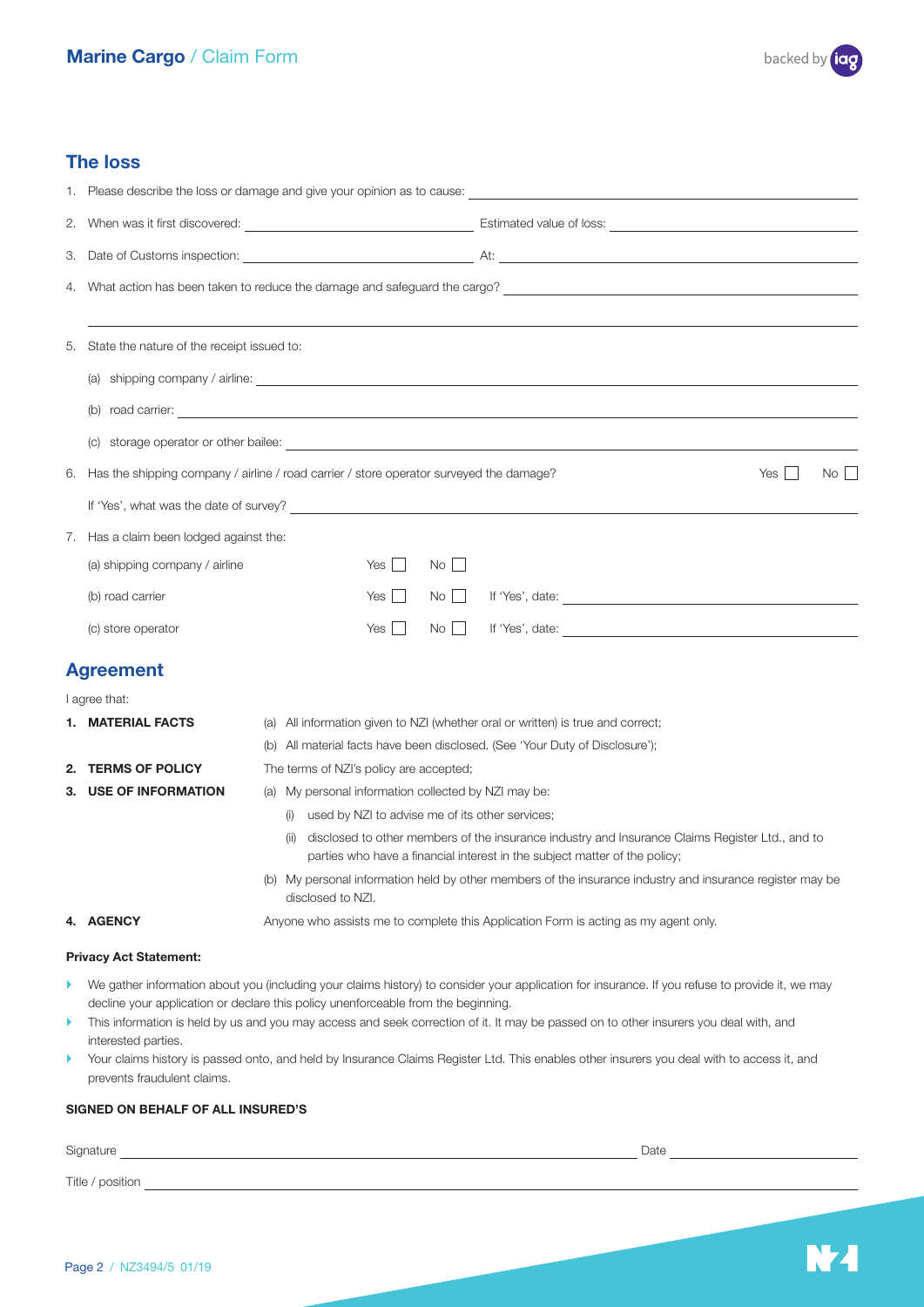## The loss

1. Please describe the loss or damage and give your opinion as to cause: ______________________________

2. When was it first discovered: ______________________________ Estimated value of loss: ______________________________

3. Date of Customs inspection: ______________________________ At: ______________________________

4. What action has been taken to reduce the damage and safeguard the cargo? ______________________________

______________________________

5. State the nature of the receipt issued to:

   (a) shipping company / airline: ______________________________

   (b) road carrier: ______________________________

   (c) storage operator or other bailee: ______________________________

6. Has the shipping company / airline / road carrier / store operator surveyed the damage? Yes ☐ No ☐

   If 'Yes', what was the date of survey? ______________________________

7. Has a claim been lodged against the:

   (a) shipping company / airline Yes ☐ No ☐

   (b) road carrier Yes ☐ No ☐ If 'Yes', date: ______________________________

   (c) store operator Yes ☐ No ☐ If 'Yes', date: ______________________________

## Agreement

I agree that:

**1. MATERIAL FACTS**
   (a) All information given to NZI (whether oral or written) is true and correct;
   (b) All material facts have been disclosed. (See 'Your Duty of Disclosure');

**2. TERMS OF POLICY**
   The terms of NZI's policy are accepted;

**3. USE OF INFORMATION**
   (a) My personal information collected by NZI may be:
      (i) used by NZI to advise me of its other services;
      (ii) disclosed to other members of the insurance industry and Insurance Claims Register Ltd., and to parties who have a financial interest in the subject matter of the policy;
   (b) My personal information held by other members of the insurance industry and insurance register may be disclosed to NZI.

**4. AGENCY**
   Anyone who assists me to complete this Application Form is acting as my agent only.

**Privacy Act Statement:**

- We gather information about you (including your claims history) to consider your application for insurance. If you refuse to provide it, we may decline your application or declare this policy unenforceable from the beginning.
- This information is held by us and you may access and seek correction of it. It may be passed on to other insurers you deal with, and interested parties.
- Your claims history is passed onto, and held by Insurance Claims Register Ltd. This enables other insurers you deal with to access it, and prevents fraudulent claims.

**SIGNED ON BEHALF OF ALL INSURED'S**

Signature ______________________________ Date ______________________________

Title / position ______________________________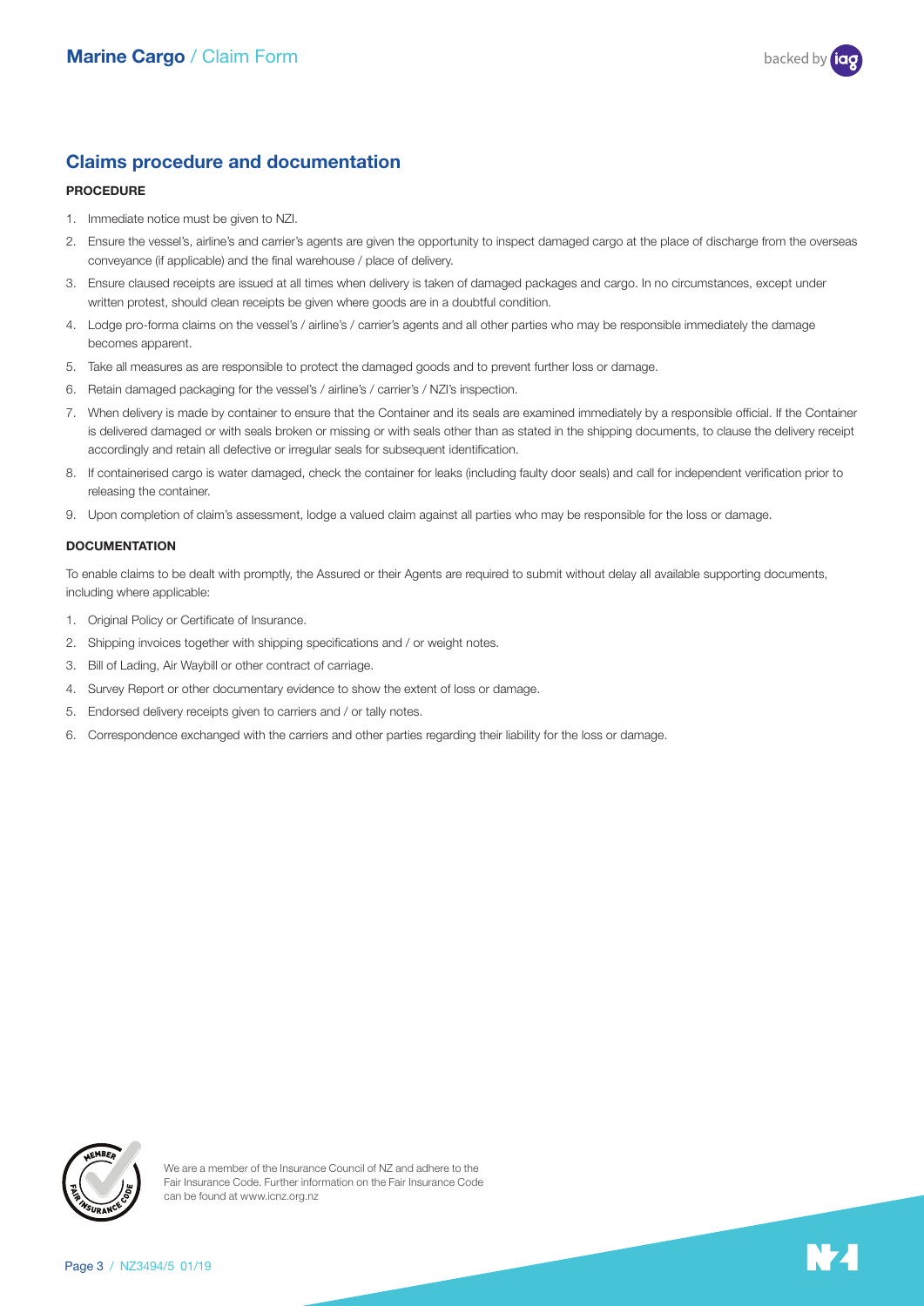## Claims procedure and documentation

### PROCEDURE

1. Immediate notice must be given to NZI.
2. Ensure the vessel's, airline's and carrier's agents are given the opportunity to inspect damaged cargo at the place of discharge from the overseas conveyance (if applicable) and the final warehouse / place of delivery.
3. Ensure claused receipts are issued at all times when delivery is taken of damaged packages and cargo. In no circumstances, except under written protest, should clean receipts be given where goods are in a doubtful condition.
4. Lodge pro-forma claims on the vessel's / airline's / carrier's agents and all other parties who may be responsible immediately the damage becomes apparent.
5. Take all measures as are responsible to protect the damaged goods and to prevent further loss or damage.
6. Retain damaged packaging for the vessel's / airline's / carrier's / NZI's inspection.
7. When delivery is made by container to ensure that the Container and its seals are examined immediately by a responsible official. If the Container is delivered damaged or with seals broken or missing or with seals other than as stated in the shipping documents, to clause the delivery receipt accordingly and retain all defective or irregular seals for subsequent identification.
8. If containerised cargo is water damaged, check the container for leaks (including faulty door seals) and call for independent verification prior to releasing the container.
9. Upon completion of claim's assessment, lodge a valued claim against all parties who may be responsible for the loss or damage.

### DOCUMENTATION

To enable claims to be dealt with promptly, the Assured or their Agents are required to submit without delay all available supporting documents, including where applicable:

1. Original Policy or Certificate of Insurance.
2. Shipping invoices together with shipping specifications and / or weight notes.
3. Bill of Lading, Air Waybill or other contract of carriage.
4. Survey Report or other documentary evidence to show the extent of loss or damage.
5. Endorsed delivery receipts given to carriers and / or tally notes.
6. Correspondence exchanged with the carriers and other parties regarding their liability for the loss or damage.

We are a member of the Insurance Council of NZ and adhere to the Fair Insurance Code. Further information on the Fair Insurance Code can be found at www.icnz.org.nz